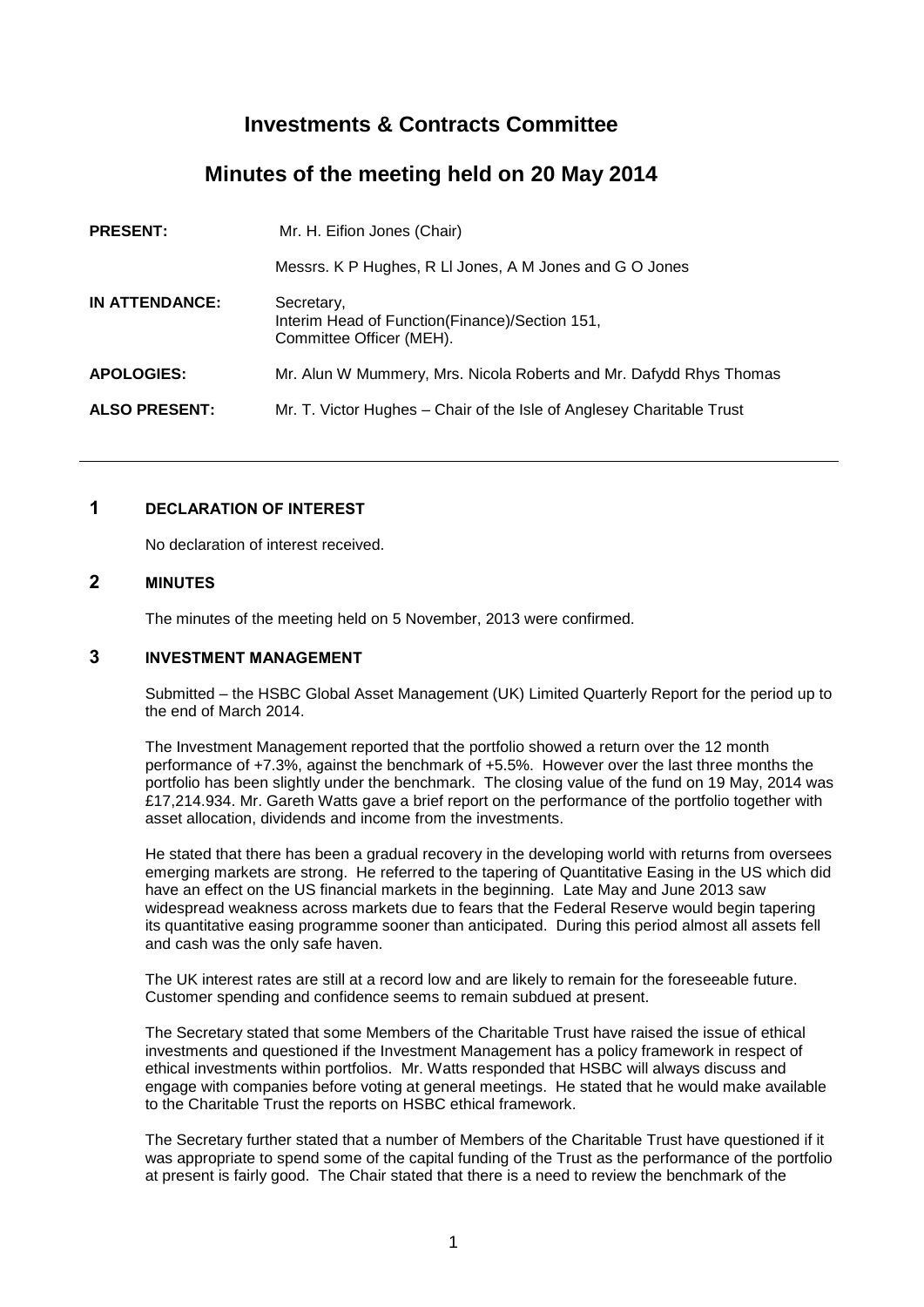# Investments & Contracts Committee

## Minutes of the meeting held on 20 May 2014

**PRESENT:** Mr. H. Eifion Jones (Chair)

Messrs. K P Hughes, R Ll Jones, A M Jones and G O Jones

**IN ATTENDANCE:** Secretary,
Interim Head of Function(Finance)/Section 151,
Committee Officer (MEH).

**APOLOGIES:** Mr. Alun W Mummery, Mrs. Nicola Roberts and Mr. Dafydd Rhys Thomas

**ALSO PRESENT:** Mr. T. Victor Hughes – Chair of the Isle of Anglesey Charitable Trust

---

### 1 DECLARATION OF INTEREST

No declaration of interest received.

### 2 MINUTES

The minutes of the meeting held on 5 November, 2013 were confirmed.

### 3 INVESTMENT MANAGEMENT

Submitted – the HSBC Global Asset Management (UK) Limited Quarterly Report for the period up to the end of March 2014.

The Investment Management reported that the portfolio showed a return over the 12 month performance of +7.3%, against the benchmark of +5.5%. However over the last three months the portfolio has been slightly under the benchmark. The closing value of the fund on 19 May, 2014 was £17,214.934. Mr. Gareth Watts gave a brief report on the performance of the portfolio together with asset allocation, dividends and income from the investments.

He stated that there has been a gradual recovery in the developing world with returns from oversees emerging markets are strong. He referred to the tapering of Quantitative Easing in the US which did have an effect on the US financial markets in the beginning. Late May and June 2013 saw widespread weakness across markets due to fears that the Federal Reserve would begin tapering its quantitative easing programme sooner than anticipated. During this period almost all assets fell and cash was the only safe haven.

The UK interest rates are still at a record low and are likely to remain for the foreseeable future. Customer spending and confidence seems to remain subdued at present.

The Secretary stated that some Members of the Charitable Trust have raised the issue of ethical investments and questioned if the Investment Management has a policy framework in respect of ethical investments within portfolios. Mr. Watts responded that HSBC will always discuss and engage with companies before voting at general meetings. He stated that he would make available to the Charitable Trust the reports on HSBC ethical framework.

The Secretary further stated that a number of Members of the Charitable Trust have questioned if it was appropriate to spend some of the capital funding of the Trust as the performance of the portfolio at present is fairly good. The Chair stated that there is a need to review the benchmark of the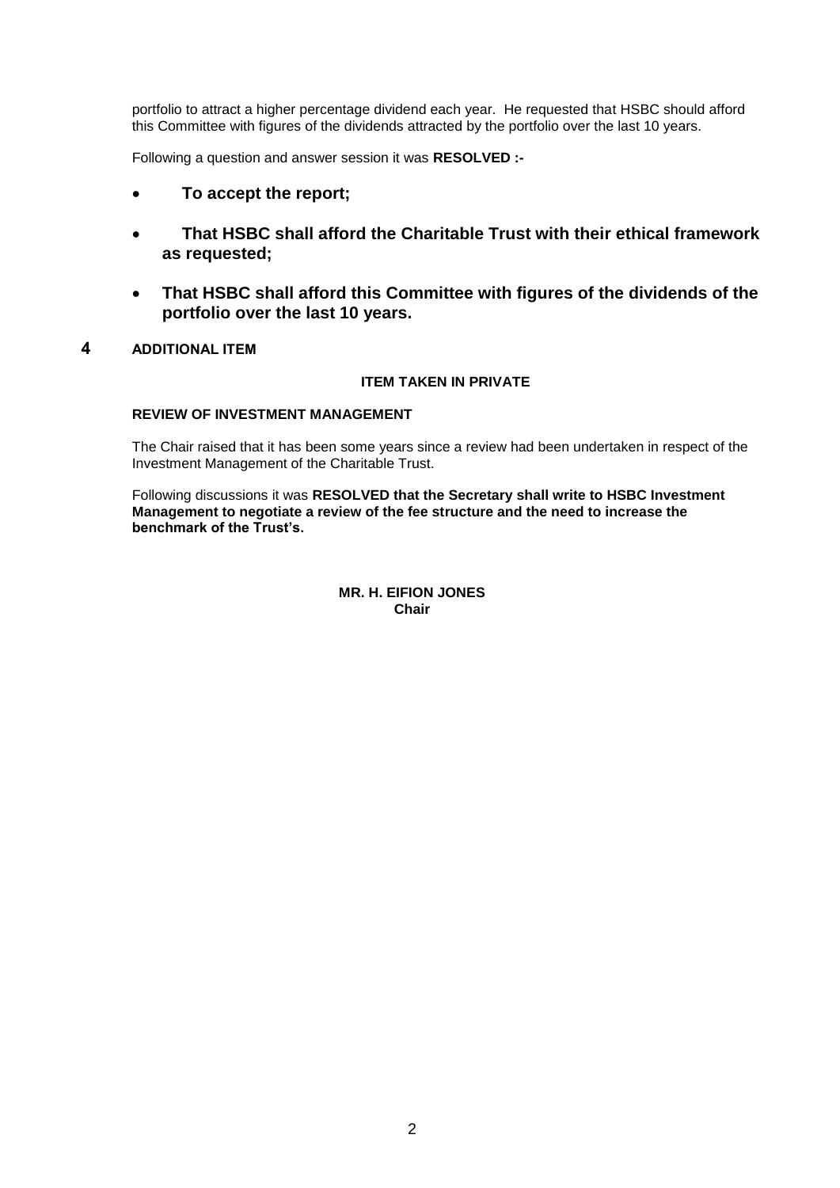portfolio to attract a higher percentage dividend each year. He requested that HSBC should afford this Committee with figures of the dividends attracted by the portfolio over the last 10 years.

Following a question and answer session it was **RESOLVED :-**

- **To accept the report;**
- **That HSBC shall afford the Charitable Trust with their ethical framework as requested;**
- **That HSBC shall afford this Committee with figures of the dividends of the portfolio over the last 10 years.**

## 4 ADDITIONAL ITEM

**ITEM TAKEN IN PRIVATE**

**REVIEW OF INVESTMENT MANAGEMENT**

The Chair raised that it has been some years since a review had been undertaken in respect of the Investment Management of the Charitable Trust.

Following discussions it was **RESOLVED that the Secretary shall write to HSBC Investment Management to negotiate a review of the fee structure and the need to increase the benchmark of the Trust's.**

**MR. H. EIFION JONES**
**Chair**